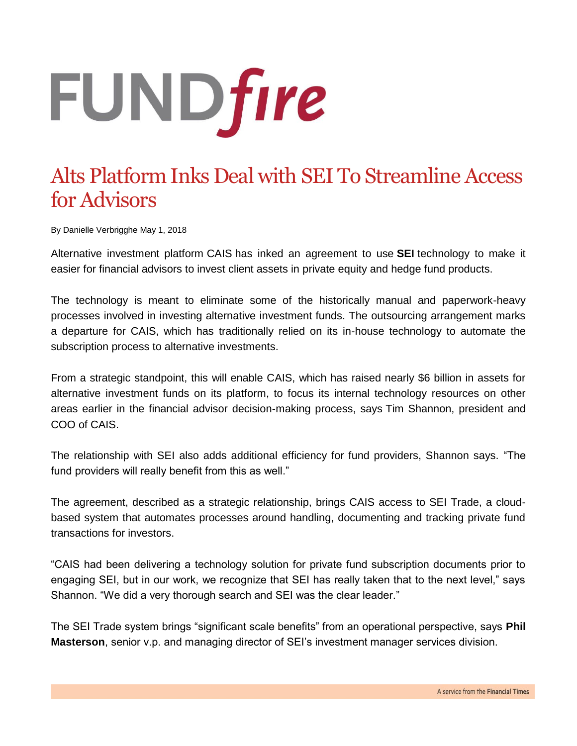# FUNDfire

## Alts Platform Inks Deal with SEI To Streamline Access for Advisors

By Danielle Verbrigghe May 1, 2018

Alternative investment platform CAIS has inked an agreement to use **SEI** technology to make it easier for financial advisors to invest client assets in private equity and hedge fund products.

The technology is meant to eliminate some of the historically manual and paperwork-heavy processes involved in investing alternative investment funds. The outsourcing arrangement marks a departure for CAIS, which has traditionally relied on its in-house technology to automate the subscription process to alternative investments.

From a strategic standpoint, this will enable CAIS, which has raised nearly $6 billion in assets for alternative investment funds on its platform, to focus its internal technology resources on other areas earlier in the financial advisor decision-making process, says Tim Shannon, president and COO of CAIS.

The relationship with SEI also adds additional efficiency for fund providers, Shannon says. "The fund providers will really benefit from this as well."

The agreement, described as a strategic relationship, brings CAIS access to SEI Trade, a cloud-based system that automates processes around handling, documenting and tracking private fund transactions for investors.

"CAIS had been delivering a technology solution for private fund subscription documents prior to engaging SEI, but in our work, we recognize that SEI has really taken that to the next level," says Shannon. "We did a very thorough search and SEI was the clear leader."

The SEI Trade system brings "significant scale benefits" from an operational perspective, says **Phil Masterson**, senior v.p. and managing director of SEI's investment manager services division.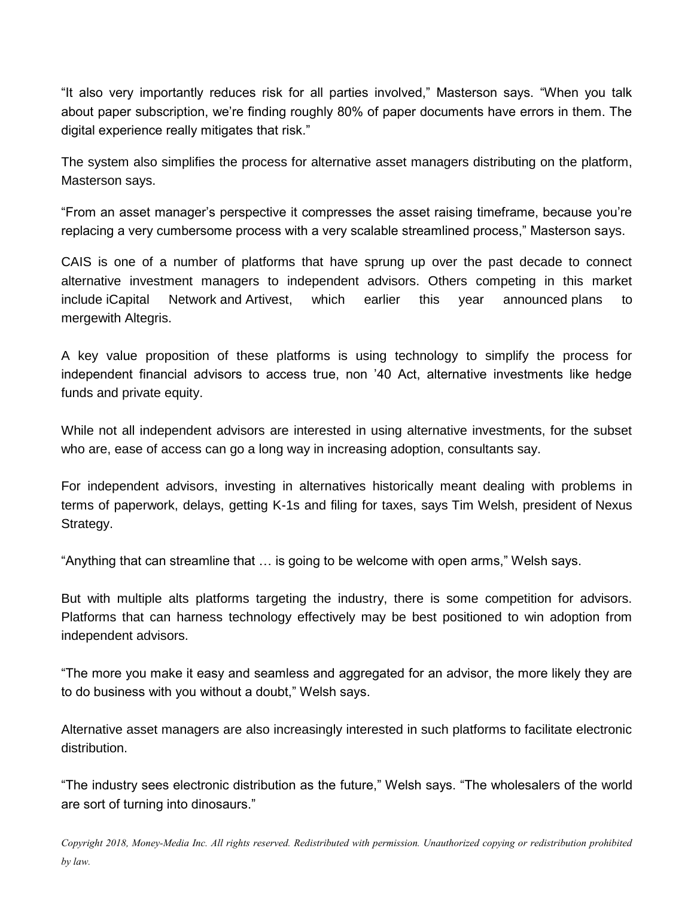"It also very importantly reduces risk for all parties involved," Masterson says. "When you talk about paper subscription, we're finding roughly 80% of paper documents have errors in them. The digital experience really mitigates that risk."

The system also simplifies the process for alternative asset managers distributing on the platform, Masterson says.

"From an asset manager's perspective it compresses the asset raising timeframe, because you're replacing a very cumbersome process with a very scalable streamlined process," Masterson says.

CAIS is one of a number of platforms that have sprung up over the past decade to connect alternative investment managers to independent advisors. Others competing in this market include iCapital Network and Artivest, which earlier this year announced plans to mergewith Altegris.

A key value proposition of these platforms is using technology to simplify the process for independent financial advisors to access true, non '40 Act, alternative investments like hedge funds and private equity.

While not all independent advisors are interested in using alternative investments, for the subset who are, ease of access can go a long way in increasing adoption, consultants say.

For independent advisors, investing in alternatives historically meant dealing with problems in terms of paperwork, delays, getting K-1s and filing for taxes, says Tim Welsh, president of Nexus Strategy.

"Anything that can streamline that … is going to be welcome with open arms," Welsh says.

But with multiple alts platforms targeting the industry, there is some competition for advisors. Platforms that can harness technology effectively may be best positioned to win adoption from independent advisors.

"The more you make it easy and seamless and aggregated for an advisor, the more likely they are to do business with you without a doubt," Welsh says.

Alternative asset managers are also increasingly interested in such platforms to facilitate electronic distribution.

"The industry sees electronic distribution as the future," Welsh says. "The wholesalers of the world are sort of turning into dinosaurs."

*Copyright 2018, Money-Media Inc. All rights reserved. Redistributed with permission. Unauthorized copying or redistribution prohibited by law.*